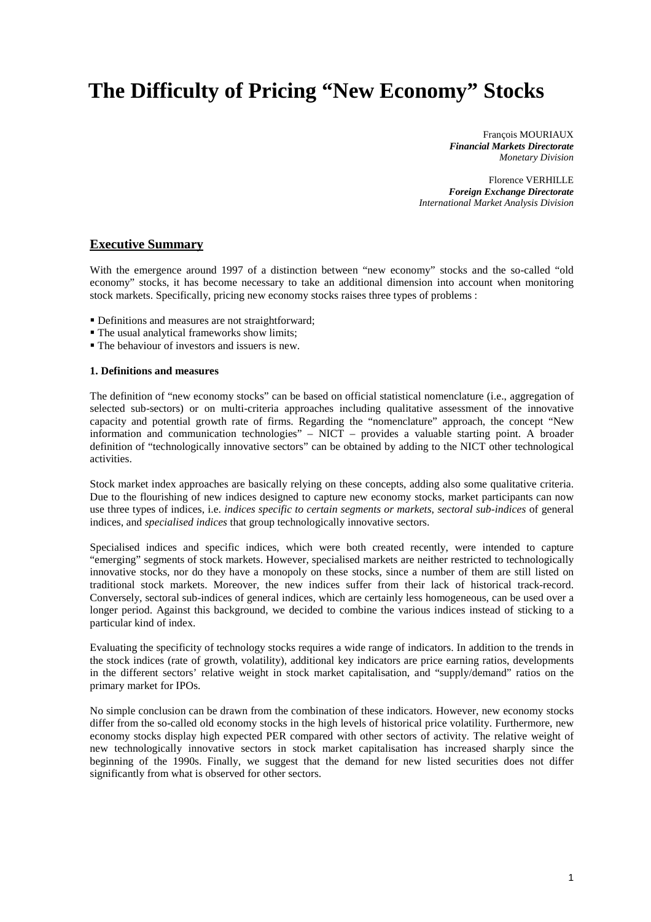# The Difficulty of Pricing "New Economy" Stocks

François MOURIAUX
***Financial Markets Directorate***
*Monetary Division*

Florence VERHILLE
***Foreign Exchange Directorate***
*International Market Analysis Division*

## Executive Summary

With the emergence around 1997 of a distinction between "new economy" stocks and the so-called "old economy" stocks, it has become necessary to take an additional dimension into account when monitoring stock markets. Specifically, pricing new economy stocks raises three types of problems :

- Definitions and measures are not straightforward;
- The usual analytical frameworks show limits;
- The behaviour of investors and issuers is new.

### 1. Definitions and measures

The definition of "new economy stocks" can be based on official statistical nomenclature (i.e., aggregation of selected sub-sectors) or on multi-criteria approaches including qualitative assessment of the innovative capacity and potential growth rate of firms. Regarding the "nomenclature" approach, the concept "New information and communication technologies" – NICT – provides a valuable starting point. A broader definition of "technologically innovative sectors" can be obtained by adding to the NICT other technological activities.

Stock market index approaches are basically relying on these concepts, adding also some qualitative criteria. Due to the flourishing of new indices designed to capture new economy stocks, market participants can now use three types of indices, i.e. *indices specific to certain segments or markets*, *sectoral sub-indices* of general indices, and *specialised indices* that group technologically innovative sectors.

Specialised indices and specific indices, which were both created recently, were intended to capture "emerging" segments of stock markets. However, specialised markets are neither restricted to technologically innovative stocks, nor do they have a monopoly on these stocks, since a number of them are still listed on traditional stock markets. Moreover, the new indices suffer from their lack of historical track-record. Conversely, sectoral sub-indices of general indices, which are certainly less homogeneous, can be used over a longer period. Against this background, we decided to combine the various indices instead of sticking to a particular kind of index.

Evaluating the specificity of technology stocks requires a wide range of indicators. In addition to the trends in the stock indices (rate of growth, volatility), additional key indicators are price earning ratios, developments in the different sectors' relative weight in stock market capitalisation, and "supply/demand" ratios on the primary market for IPOs.

No simple conclusion can be drawn from the combination of these indicators. However, new economy stocks differ from the so-called old economy stocks in the high levels of historical price volatility. Furthermore, new economy stocks display high expected PER compared with other sectors of activity. The relative weight of new technologically innovative sectors in stock market capitalisation has increased sharply since the beginning of the 1990s. Finally, we suggest that the demand for new listed securities does not differ significantly from what is observed for other sectors.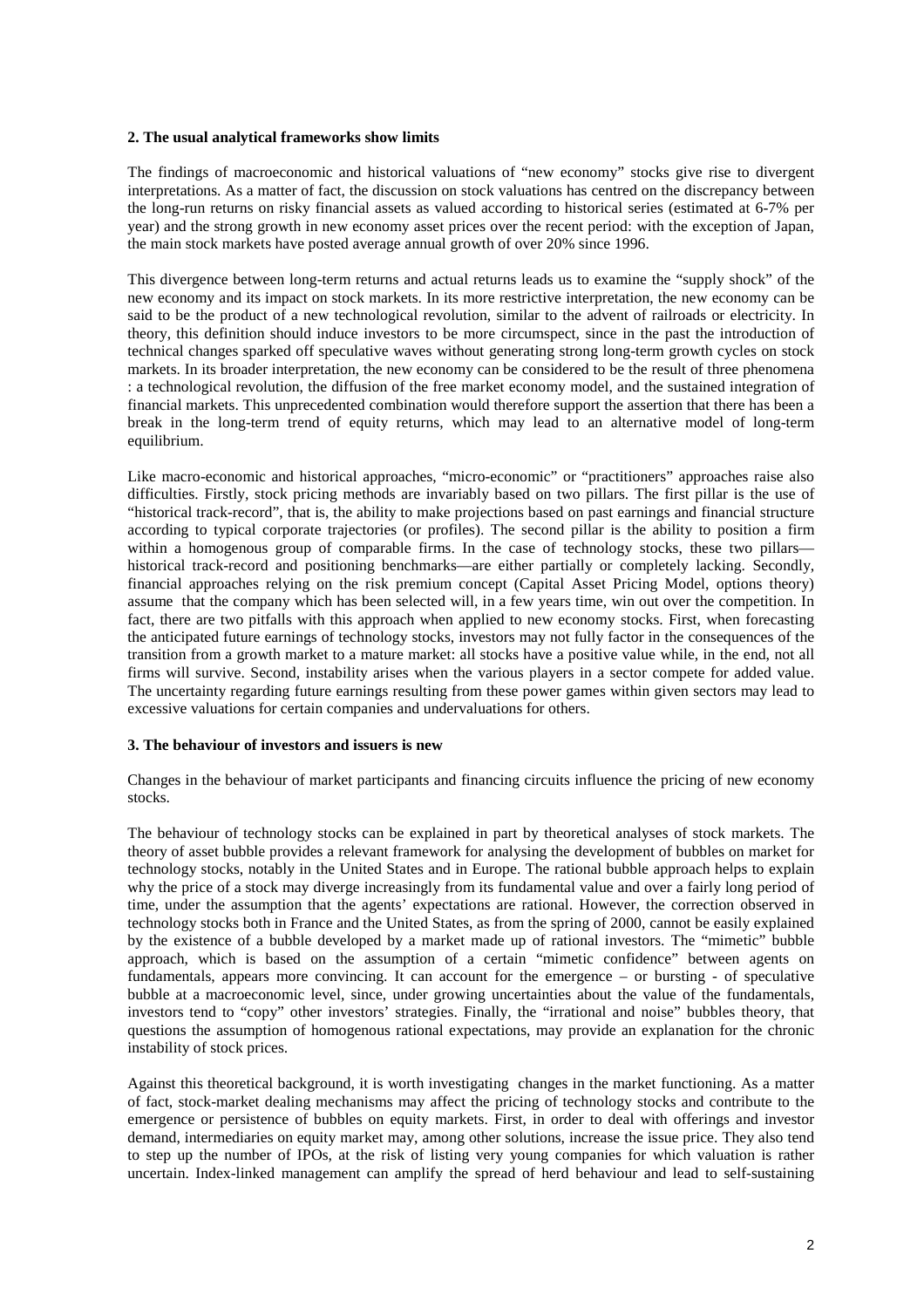### 2. The usual analytical frameworks show limits

The findings of macroeconomic and historical valuations of "new economy" stocks give rise to divergent interpretations. As a matter of fact, the discussion on stock valuations has centred on the discrepancy between the long-run returns on risky financial assets as valued according to historical series (estimated at 6-7% per year) and the strong growth in new economy asset prices over the recent period: with the exception of Japan, the main stock markets have posted average annual growth of over 20% since 1996.

This divergence between long-term returns and actual returns leads us to examine the "supply shock" of the new economy and its impact on stock markets. In its more restrictive interpretation, the new economy can be said to be the product of a new technological revolution, similar to the advent of railroads or electricity. In theory, this definition should induce investors to be more circumspect, since in the past the introduction of technical changes sparked off speculative waves without generating strong long-term growth cycles on stock markets. In its broader interpretation, the new economy can be considered to be the result of three phenomena : a technological revolution, the diffusion of the free market economy model, and the sustained integration of financial markets. This unprecedented combination would therefore support the assertion that there has been a break in the long-term trend of equity returns, which may lead to an alternative model of long-term equilibrium.

Like macro-economic and historical approaches, "micro-economic" or "practitioners" approaches raise also difficulties. Firstly, stock pricing methods are invariably based on two pillars. The first pillar is the use of "historical track-record", that is, the ability to make projections based on past earnings and financial structure according to typical corporate trajectories (or profiles). The second pillar is the ability to position a firm within a homogenous group of comparable firms. In the case of technology stocks, these two pillars—historical track-record and positioning benchmarks—are either partially or completely lacking. Secondly, financial approaches relying on the risk premium concept (Capital Asset Pricing Model, options theory) assume that the company which has been selected will, in a few years time, win out over the competition. In fact, there are two pitfalls with this approach when applied to new economy stocks. First, when forecasting the anticipated future earnings of technology stocks, investors may not fully factor in the consequences of the transition from a growth market to a mature market: all stocks have a positive value while, in the end, not all firms will survive. Second, instability arises when the various players in a sector compete for added value. The uncertainty regarding future earnings resulting from these power games within given sectors may lead to excessive valuations for certain companies and undervaluations for others.

### 3. The behaviour of investors and issuers is new

Changes in the behaviour of market participants and financing circuits influence the pricing of new economy stocks.

The behaviour of technology stocks can be explained in part by theoretical analyses of stock markets. The theory of asset bubble provides a relevant framework for analysing the development of bubbles on market for technology stocks, notably in the United States and in Europe. The rational bubble approach helps to explain why the price of a stock may diverge increasingly from its fundamental value and over a fairly long period of time, under the assumption that the agents' expectations are rational. However, the correction observed in technology stocks both in France and the United States, as from the spring of 2000, cannot be easily explained by the existence of a bubble developed by a market made up of rational investors. The "mimetic" bubble approach, which is based on the assumption of a certain "mimetic confidence" between agents on fundamentals, appears more convincing. It can account for the emergence – or bursting - of speculative bubble at a macroeconomic level, since, under growing uncertainties about the value of the fundamentals, investors tend to "copy" other investors' strategies. Finally, the "irrational and noise" bubbles theory, that questions the assumption of homogenous rational expectations, may provide an explanation for the chronic instability of stock prices.

Against this theoretical background, it is worth investigating changes in the market functioning. As a matter of fact, stock-market dealing mechanisms may affect the pricing of technology stocks and contribute to the emergence or persistence of bubbles on equity markets. First, in order to deal with offerings and investor demand, intermediaries on equity market may, among other solutions, increase the issue price. They also tend to step up the number of IPOs, at the risk of listing very young companies for which valuation is rather uncertain. Index-linked management can amplify the spread of herd behaviour and lead to self-sustaining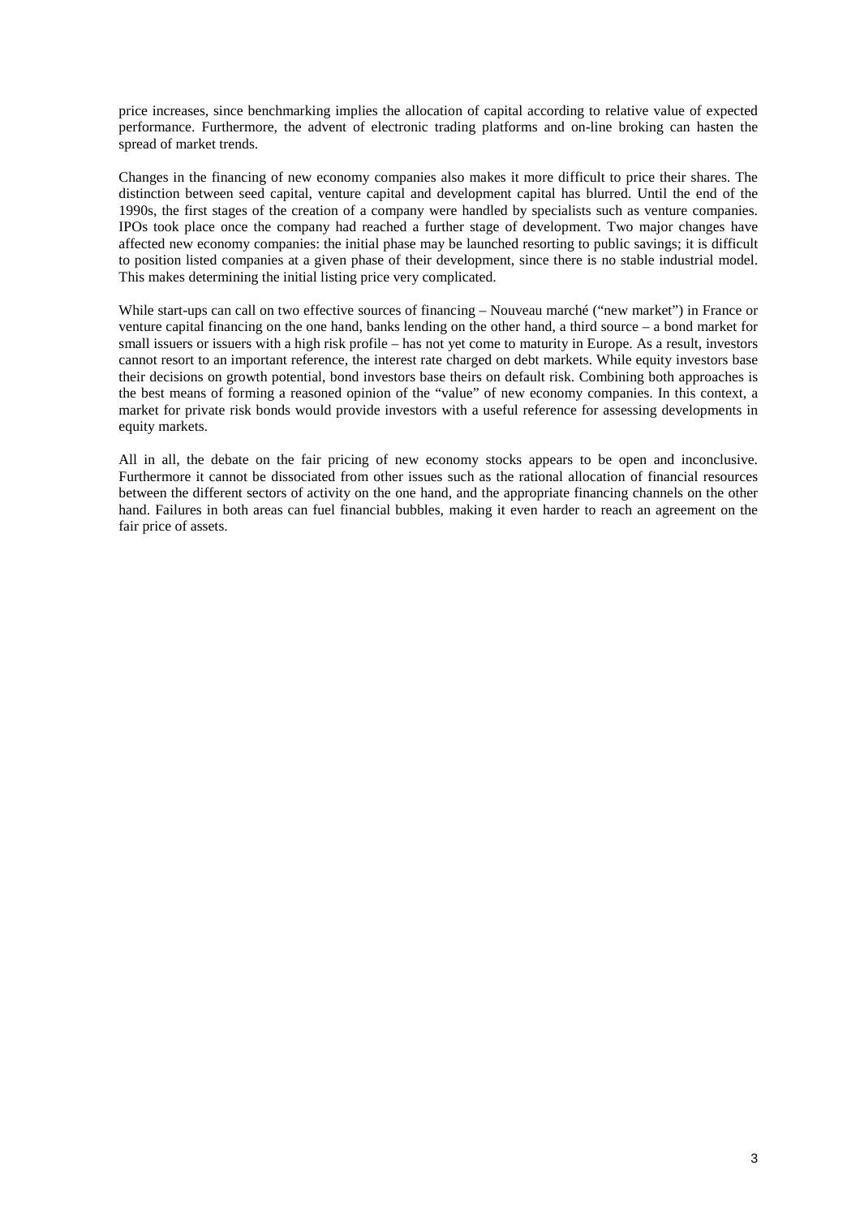price increases, since benchmarking implies the allocation of capital according to relative value of expected performance. Furthermore, the advent of electronic trading platforms and on-line broking can hasten the spread of market trends.

Changes in the financing of new economy companies also makes it more difficult to price their shares. The distinction between seed capital, venture capital and development capital has blurred. Until the end of the 1990s, the first stages of the creation of a company were handled by specialists such as venture companies. IPOs took place once the company had reached a further stage of development. Two major changes have affected new economy companies: the initial phase may be launched resorting to public savings; it is difficult to position listed companies at a given phase of their development, since there is no stable industrial model. This makes determining the initial listing price very complicated.

While start-ups can call on two effective sources of financing – Nouveau marché ("new market") in France or venture capital financing on the one hand, banks lending on the other hand, a third source – a bond market for small issuers or issuers with a high risk profile – has not yet come to maturity in Europe. As a result, investors cannot resort to an important reference, the interest rate charged on debt markets. While equity investors base their decisions on growth potential, bond investors base theirs on default risk. Combining both approaches is the best means of forming a reasoned opinion of the "value" of new economy companies. In this context, a market for private risk bonds would provide investors with a useful reference for assessing developments in equity markets.

All in all, the debate on the fair pricing of new economy stocks appears to be open and inconclusive. Furthermore it cannot be dissociated from other issues such as the rational allocation of financial resources between the different sectors of activity on the one hand, and the appropriate financing channels on the other hand. Failures in both areas can fuel financial bubbles, making it even harder to reach an agreement on the fair price of assets.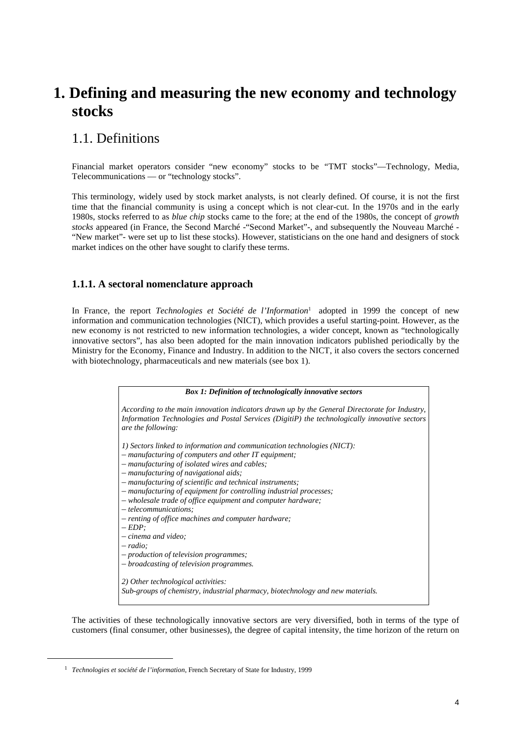# 1. Defining and measuring the new economy and technology stocks

## 1.1. Definitions

Financial market operators consider "new economy" stocks to be "TMT stocks"—Technology, Media, Telecommunications — or "technology stocks".

This terminology, widely used by stock market analysts, is not clearly defined. Of course, it is not the first time that the financial community is using a concept which is not clear-cut. In the 1970s and in the early 1980s, stocks referred to as *blue chip* stocks came to the fore; at the end of the 1980s, the concept of *growth stocks* appeared (in France, the Second Marché -"Second Market"-, and subsequently the Nouveau Marché -"New market"- were set up to list these stocks). However, statisticians on the one hand and designers of stock market indices on the other have sought to clarify these terms.

### 1.1.1. A sectoral nomenclature approach

In France, the report *Technologies et Société de l'Information*[1] adopted in 1999 the concept of new information and communication technologies (NICT), which provides a useful starting-point. However, as the new economy is not restricted to new information technologies, a wider concept, known as "technologically innovative sectors", has also been adopted for the main innovation indicators published periodically by the Ministry for the Economy, Finance and Industry. In addition to the NICT, it also covers the sectors concerned with biotechnology, pharmaceuticals and new materials (see box 1).

> ***Box 1: Definition of technologically innovative sectors***
>
> *According to the main innovation indicators drawn up by the General Directorate for Industry, Information Technologies and Postal Services (DigitiP) the technologically innovative sectors are the following:*
>
> *1) Sectors linked to information and communication technologies (NICT):*
> *– manufacturing of computers and other IT equipment;*
> *– manufacturing of isolated wires and cables;*
> *– manufacturing of navigational aids;*
> *– manufacturing of scientific and technical instruments;*
> *– manufacturing of equipment for controlling industrial processes;*
> *– wholesale trade of office equipment and computer hardware;*
> *– telecommunications;*
> *– renting of office machines and computer hardware;*
> *– EDP;*
> *– cinema and video;*
> *– radio;*
> *– production of television programmes;*
> *– broadcasting of television programmes.*
>
> *2) Other technological activities:*
> *Sub-groups of chemistry, industrial pharmacy, biotechnology and new materials.*

The activities of these technologically innovative sectors are very diversified, both in terms of the type of customers (final consumer, other businesses), the degree of capital intensity, the time horizon of the return on

[1] *Technologies et société de l'information*, French Secretary of State for Industry, 1999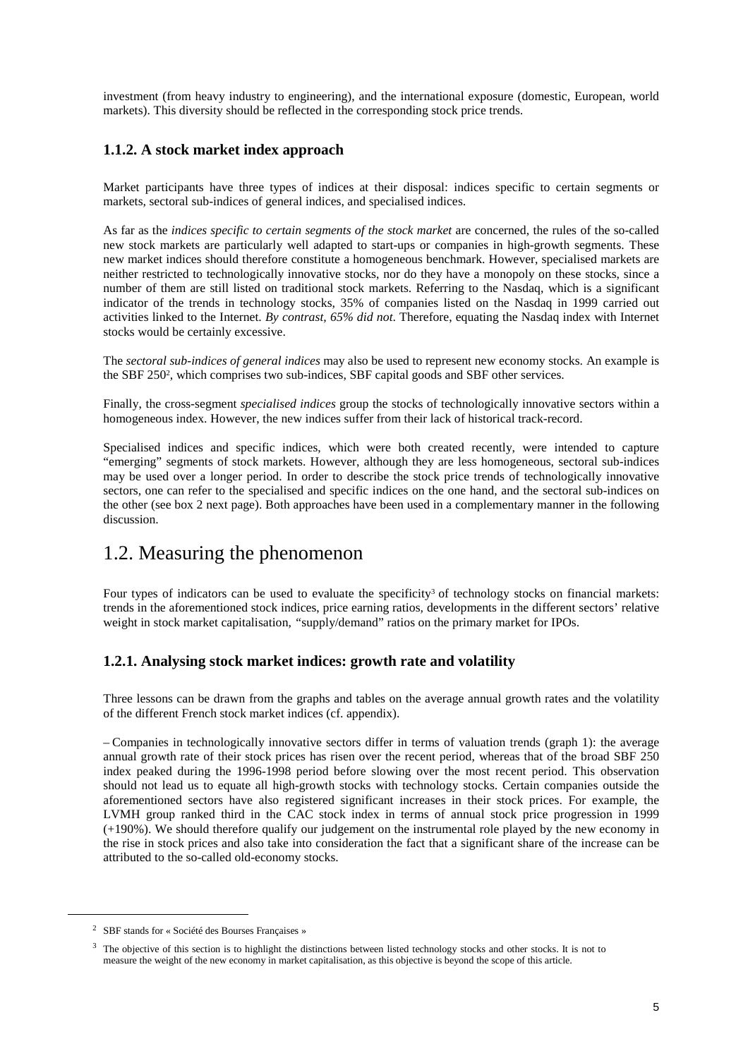investment (from heavy industry to engineering), and the international exposure (domestic, European, world markets). This diversity should be reflected in the corresponding stock price trends.

### 1.1.2. A stock market index approach

Market participants have three types of indices at their disposal: indices specific to certain segments or markets, sectoral sub-indices of general indices, and specialised indices.

As far as the *indices specific to certain segments of the stock market* are concerned, the rules of the so-called new stock markets are particularly well adapted to start-ups or companies in high-growth segments. These new market indices should therefore constitute a homogeneous benchmark. However, specialised markets are neither restricted to technologically innovative stocks, nor do they have a monopoly on these stocks, since a number of them are still listed on traditional stock markets. Referring to the Nasdaq, which is a significant indicator of the trends in technology stocks, 35% of companies listed on the Nasdaq in 1999 carried out activities linked to the Internet. *By contrast, 65% did not*. Therefore, equating the Nasdaq index with Internet stocks would be certainly excessive.

The *sectoral sub-indices of general indices* may also be used to represent new economy stocks. An example is the SBF 250[2], which comprises two sub-indices, SBF capital goods and SBF other services.

Finally, the cross-segment *specialised indices* group the stocks of technologically innovative sectors within a homogeneous index. However, the new indices suffer from their lack of historical track-record.

Specialised indices and specific indices, which were both created recently, were intended to capture "emerging" segments of stock markets. However, although they are less homogeneous, sectoral sub-indices may be used over a longer period. In order to describe the stock price trends of technologically innovative sectors, one can refer to the specialised and specific indices on the one hand, and the sectoral sub-indices on the other (see box 2 next page). Both approaches have been used in a complementary manner in the following discussion.

## 1.2. Measuring the phenomenon

Four types of indicators can be used to evaluate the specificity[3] of technology stocks on financial markets: trends in the aforementioned stock indices, price earning ratios, developments in the different sectors' relative weight in stock market capitalisation, "supply/demand" ratios on the primary market for IPOs.

### 1.2.1. Analysing stock market indices: growth rate and volatility

Three lessons can be drawn from the graphs and tables on the average annual growth rates and the volatility of the different French stock market indices (cf. appendix).

– Companies in technologically innovative sectors differ in terms of valuation trends (graph 1): the average annual growth rate of their stock prices has risen over the recent period, whereas that of the broad SBF 250 index peaked during the 1996-1998 period before slowing over the most recent period. This observation should not lead us to equate all high-growth stocks with technology stocks. Certain companies outside the aforementioned sectors have also registered significant increases in their stock prices. For example, the LVMH group ranked third in the CAC stock index in terms of annual stock price progression in 1999 (+190%). We should therefore qualify our judgement on the instrumental role played by the new economy in the rise in stock prices and also take into consideration the fact that a significant share of the increase can be attributed to the so-called old-economy stocks.

---

[2] SBF stands for « Société des Bourses Françaises »

[3] The objective of this section is to highlight the distinctions between listed technology stocks and other stocks. It is not to measure the weight of the new economy in market capitalisation, as this objective is beyond the scope of this article.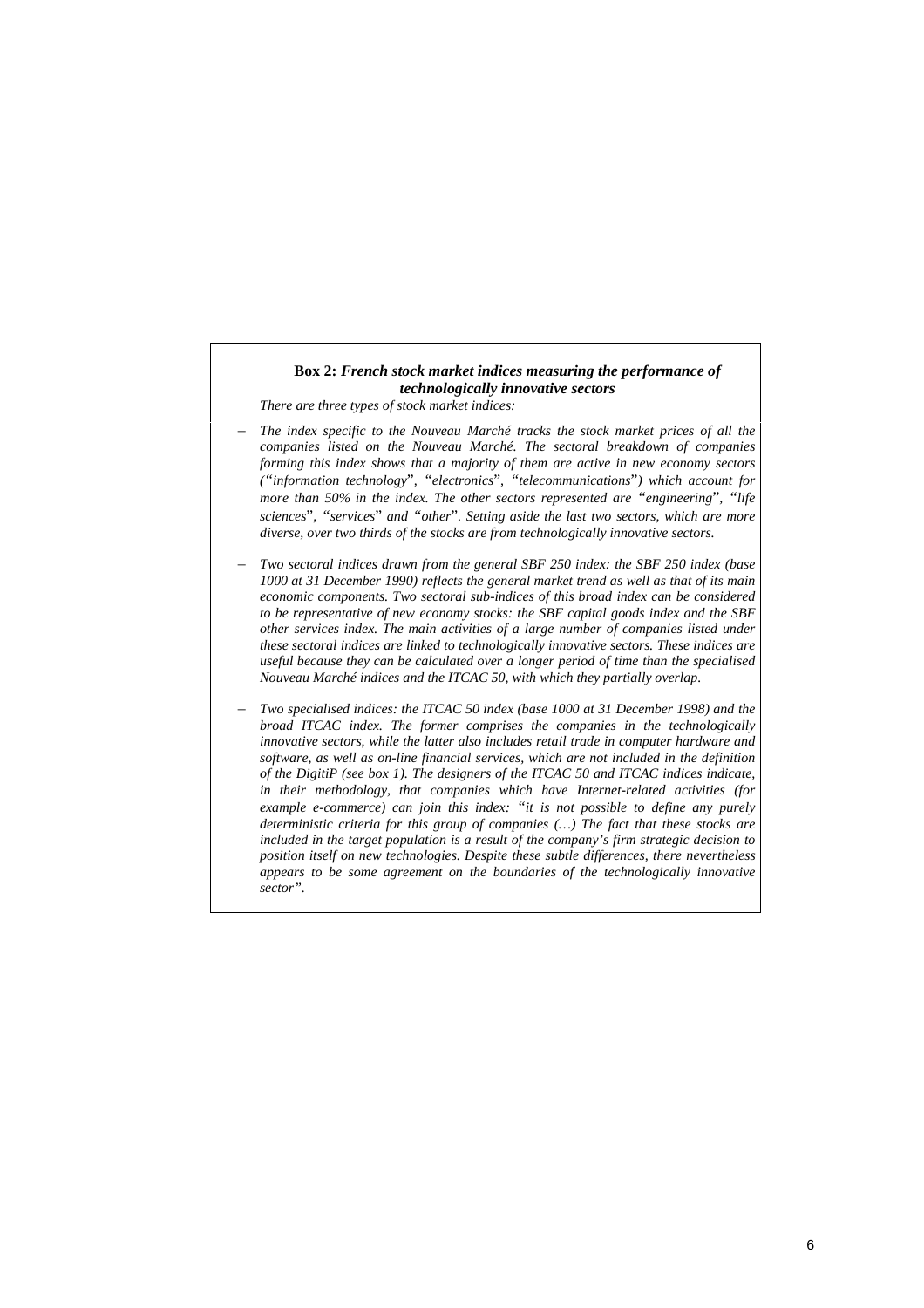**Box 2:** ***French stock market indices measuring the performance of technologically innovative sectors***

*There are three types of stock market indices:*

- *The index specific to the Nouveau Marché tracks the stock market prices of all the companies listed on the Nouveau Marché. The sectoral breakdown of companies forming this index shows that a majority of them are active in new economy sectors ("information technology", "electronics", "telecommunications") which account for more than 50% in the index. The other sectors represented are "engineering", "life sciences", "services" and "other". Setting aside the last two sectors, which are more diverse, over two thirds of the stocks are from technologically innovative sectors.*

- *Two sectoral indices drawn from the general SBF 250 index: the SBF 250 index (base 1000 at 31 December 1990) reflects the general market trend as well as that of its main economic components. Two sectoral sub-indices of this broad index can be considered to be representative of new economy stocks: the SBF capital goods index and the SBF other services index. The main activities of a large number of companies listed under these sectoral indices are linked to technologically innovative sectors. These indices are useful because they can be calculated over a longer period of time than the specialised Nouveau Marché indices and the ITCAC 50, with which they partially overlap.*

- *Two specialised indices: the ITCAC 50 index (base 1000 at 31 December 1998) and the broad ITCAC index. The former comprises the companies in the technologically innovative sectors, while the latter also includes retail trade in computer hardware and software, as well as on-line financial services, which are not included in the definition of the DigitiP (see box 1). The designers of the ITCAC 50 and ITCAC indices indicate, in their methodology, that companies which have Internet-related activities (for example e-commerce) can join this index: "it is not possible to define any purely deterministic criteria for this group of companies (…) The fact that these stocks are included in the target population is a result of the company's firm strategic decision to position itself on new technologies. Despite these subtle differences, there nevertheless appears to be some agreement on the boundaries of the technologically innovative sector".*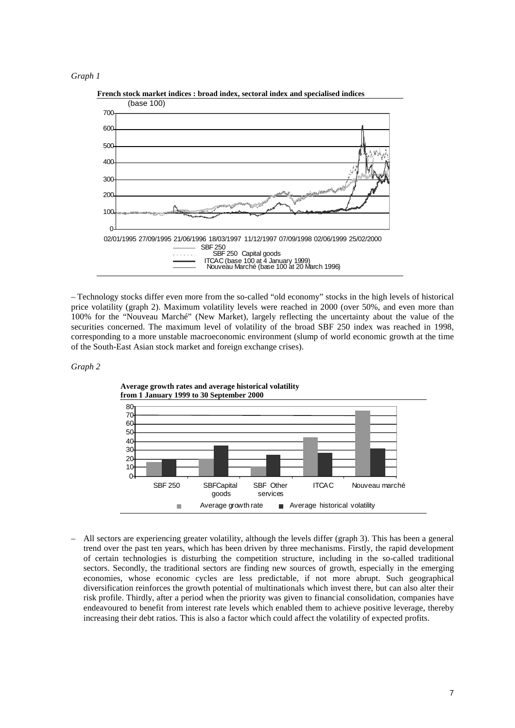*Graph 1*

**French stock market indices : broad index, sectoral index and specialised indices**

(base 100)

SBF 250
SBF 250 Capital goods
ITCAC (base 100 at 4 January 1999)
Nouveau Marché (base 100 at 20 March 1996)

– Technology stocks differ even more from the so-called "old economy" stocks in the high levels of historical price volatility (graph 2). Maximum volatility levels were reached in 2000 (over 50%, and even more than 100% for the "Nouveau Marché" (New Market), largely reflecting the uncertainty about the value of the securities concerned. The maximum level of volatility of the broad SBF 250 index was reached in 1998, corresponding to a more unstable macroeconomic environment (slump of world economic growth at the time of the South-East Asian stock market and foreign exchange crises).

*Graph 2*

**Average growth rates and average historical volatility from 1 January 1999 to 30 September 2000**

Average growth rate ■ Average historical volatility

– All sectors are experiencing greater volatility, although the levels differ (graph 3). This has been a general trend over the past ten years, which has been driven by three mechanisms. Firstly, the rapid development of certain technologies is disturbing the competition structure, including in the so-called traditional sectors. Secondly, the traditional sectors are finding new sources of growth, especially in the emerging economies, whose economic cycles are less predictable, if not more abrupt. Such geographical diversification reinforces the growth potential of multinationals which invest there, but can also alter their risk profile. Thirdly, after a period when the priority was given to financial consolidation, companies have endeavoured to benefit from interest rate levels which enabled them to achieve positive leverage, thereby increasing their debt ratios. This is also a factor which could affect the volatility of expected profits.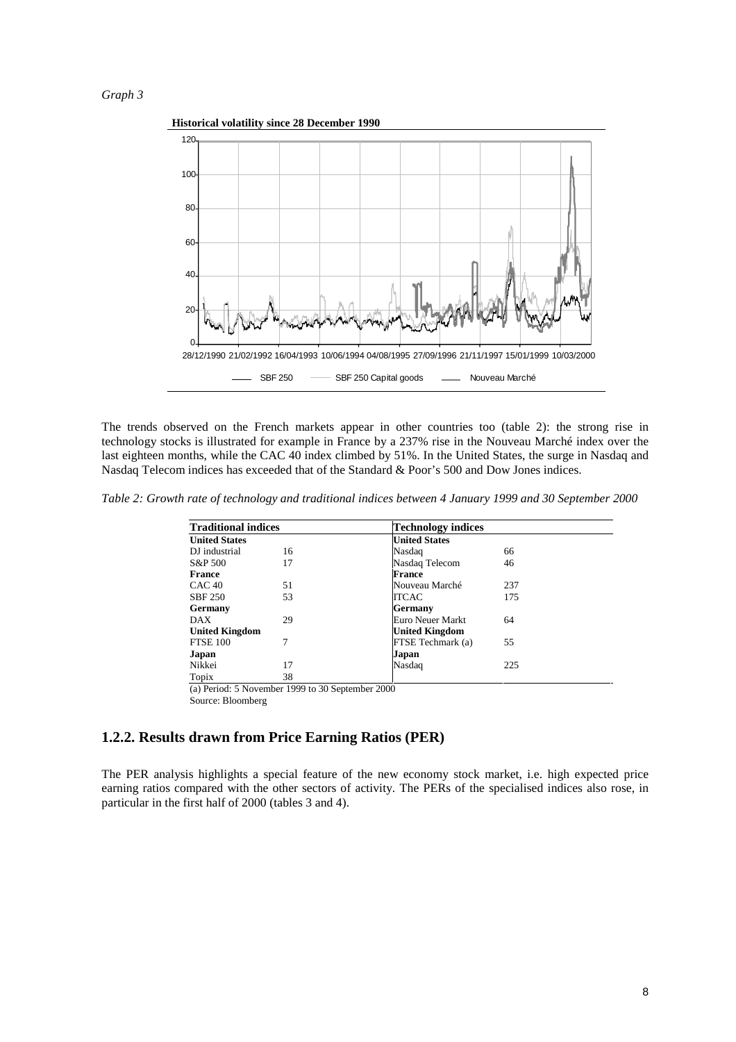*Graph 3*

**Historical volatility since 28 December 1990**

The trends observed on the French markets appear in other countries too (table 2): the strong rise in technology stocks is illustrated for example in France by a 237% rise in the Nouveau Marché index over the last eighteen months, while the CAC 40 index climbed by 51%. In the United States, the surge in Nasdaq and Nasdaq Telecom indices has exceeded that of the Standard & Poor's 500 and Dow Jones indices.

*Table 2: Growth rate of technology and traditional indices between 4 January 1999 and 30 September 2000*

| Traditional indices | | Technology indices | |
|---|---|---|---|
| **United States** | | **United States** | |
| DJ industrial | 16 | Nasdaq | 66 |
| S&P 500 | 17 | Nasdaq Telecom | 46 |
| **France** | | **France** | |
| CAC 40 | 51 | Nouveau Marché | 237 |
| SBF 250 | 53 | ITCAC | 175 |
| **Germany** | | **Germany** | |
| DAX | 29 | Euro Neuer Markt | 64 |
| **United Kingdom** | | **United Kingdom** | |
| FTSE 100 | 7 | FTSE Techmark (a) | 55 |
| **Japan** | | **Japan** | |
| Nikkei | 17 | Nasdaq | 225 |
| Topix | 38 | | |

(a) Period: 5 November 1999 to 30 September 2000

Source: Bloomberg

## 1.2.2. Results drawn from Price Earning Ratios (PER)

The PER analysis highlights a special feature of the new economy stock market, i.e. high expected price earning ratios compared with the other sectors of activity. The PERs of the specialised indices also rose, in particular in the first half of 2000 (tables 3 and 4).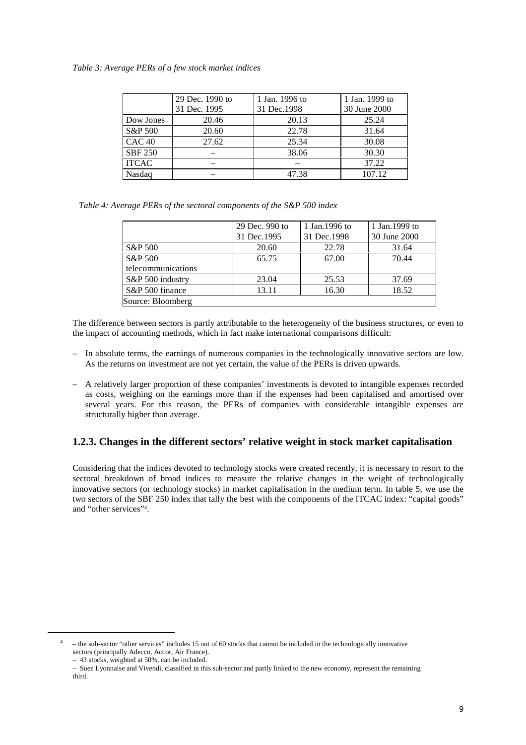*Table 3: Average PERs of a few stock market indices*

| | 29 Dec. 1990 to 31 Dec. 1995 | 1 Jan. 1996 to 31 Dec.1998 | 1 Jan. 1999 to 30 June 2000 |
|---|---|---|---|
| Dow Jones | 20.46 | 20.13 | 25.24 |
| S&P 500 | 20.60 | 22.78 | 31.64 |
| CAC 40 | 27.62 | 25.34 | 30.08 |
| SBF 250 | – | 38.06 | 30.30 |
| ITCAC | – | – | 37.22 |
| Nasdaq | – | 47.38 | 107.12 |

*Table 4: Average PERs of the sectoral components of the S&P 500 index*

| | 29 Dec. 990 to 31 Dec.1995 | 1 Jan.1996 to 31 Dec.1998 | 1 Jan.1999 to 30 June 2000 |
|---|---|---|---|
| S&P 500 | 20.60 | 22.78 | 31.64 |
| S&P 500 telecommunications | 65.75 | 67.00 | 70.44 |
| S&P 500 industry | 23.04 | 25.53 | 37.69 |
| S&P 500 finance | 13.11 | 16.30 | 18.52 |
| Source: Bloomberg | | | |

The difference between sectors is partly attributable to the heterogeneity of the business structures, or even to the impact of accounting methods, which in fact make international comparisons difficult:

- In absolute terms, the earnings of numerous companies in the technologically innovative sectors are low. As the returns on investment are not yet certain, the value of the PERs is driven upwards.
- A relatively larger proportion of these companies' investments is devoted to intangible expenses recorded as costs, weighing on the earnings more than if the expenses had been capitalised and amortised over several years. For this reason, the PERs of companies with considerable intangible expenses are structurally higher than average.

### 1.2.3. Changes in the different sectors' relative weight in stock market capitalisation

Considering that the indices devoted to technology stocks were created recently, it is necessary to resort to the sectoral breakdown of broad indices to measure the relative changes in the weight of technologically innovative sectors (or technology stocks) in market capitalisation in the medium term. In table 5, we use the two sectors of the SBF 250 index that tally the best with the components of the ITCAC index: "capital goods" and "other services"[4].

[4] – the sub-sector "other services" includes 15 out of 60 stocks that cannot be included in the technologically innovative sectors (principally Adecco, Accor, Air France).
– 43 stocks, weighted at 50%, can be included.
– Suez Lyonnaise and Vivendi, classified in this sub-sector and partly linked to the new economy, represent the remaining third.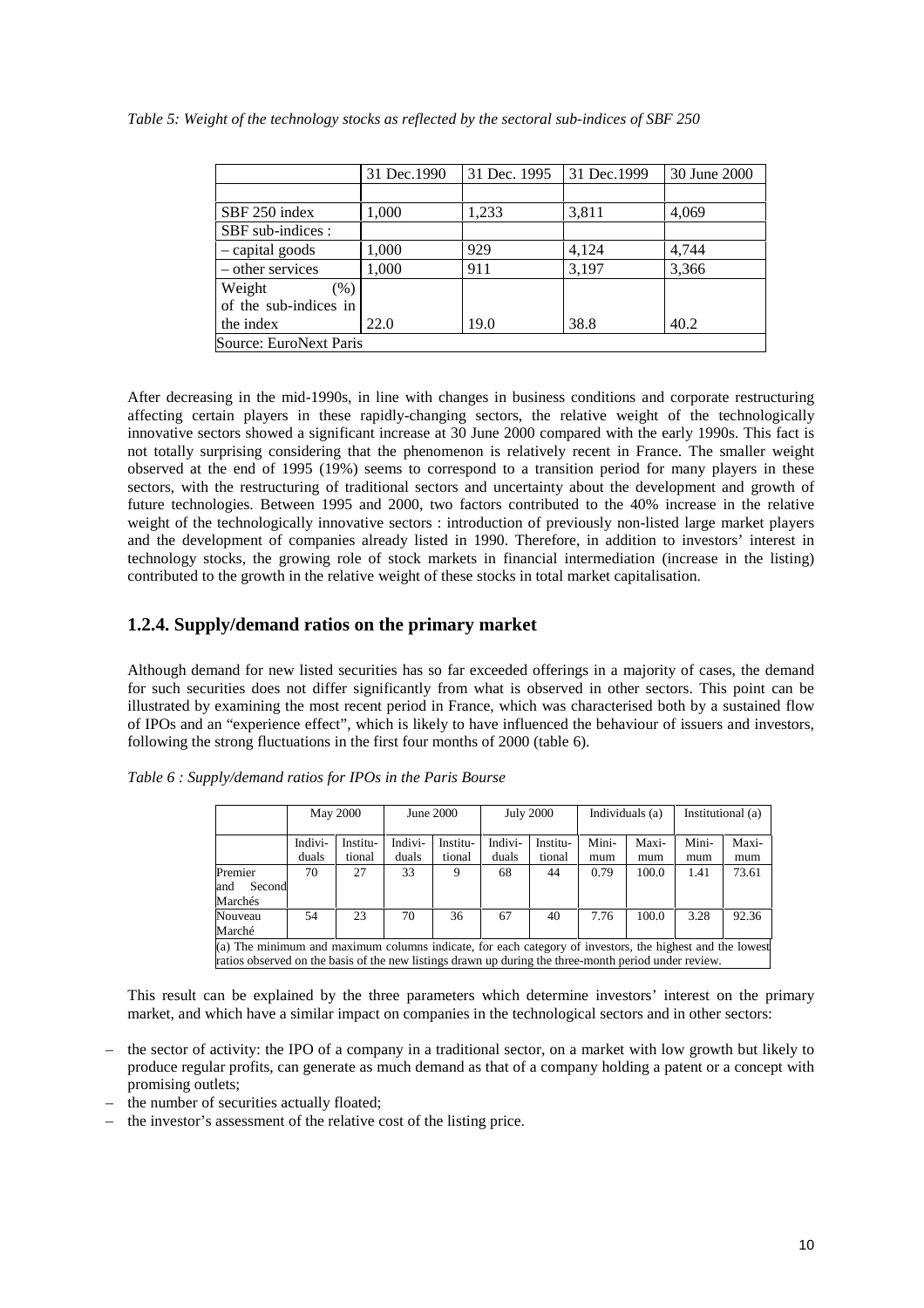*Table 5: Weight of the technology stocks as reflected by the sectoral sub-indices of SBF 250*

| | 31 Dec.1990 | 31 Dec. 1995 | 31 Dec.1999 | 30 June 2000 |
|---|---|---|---|---|
| | | | | |
| SBF 250 index | 1,000 | 1,233 | 3,811 | 4,069 |
| SBF sub-indices : | | | | |
| – capital goods | 1,000 | 929 | 4,124 | 4,744 |
| – other services | 1,000 | 911 | 3,197 | 3,366 |
| Weight (%) of the sub-indices in the index | 22.0 | 19.0 | 38.8 | 40.2 |
| Source: EuroNext Paris | | | | |

After decreasing in the mid-1990s, in line with changes in business conditions and corporate restructuring affecting certain players in these rapidly-changing sectors, the relative weight of the technologically innovative sectors showed a significant increase at 30 June 2000 compared with the early 1990s. This fact is not totally surprising considering that the phenomenon is relatively recent in France. The smaller weight observed at the end of 1995 (19%) seems to correspond to a transition period for many players in these sectors, with the restructuring of traditional sectors and uncertainty about the development and growth of future technologies. Between 1995 and 2000, two factors contributed to the 40% increase in the relative weight of the technologically innovative sectors : introduction of previously non-listed large market players and the development of companies already listed in 1990. Therefore, in addition to investors' interest in technology stocks, the growing role of stock markets in financial intermediation (increase in the listing) contributed to the growth in the relative weight of these stocks in total market capitalisation.

### 1.2.4. Supply/demand ratios on the primary market

Although demand for new listed securities has so far exceeded offerings in a majority of cases, the demand for such securities does not differ significantly from what is observed in other sectors. This point can be illustrated by examining the most recent period in France, which was characterised both by a sustained flow of IPOs and an "experience effect", which is likely to have influenced the behaviour of issuers and investors, following the strong fluctuations in the first four months of 2000 (table 6).

*Table 6 : Supply/demand ratios for IPOs in the Paris Bourse*

| | May 2000 | | June 2000 | | July 2000 | | Individuals (a) | | Institutional (a) | |
|---|---|---|---|---|---|---|---|---|---|---|
| | Individuals | Institutional | Individuals | Institutional | Individuals | Institutional | Minimum | Maximum | Minimum | Maximum |
| Premier and Second Marchés | 70 | 27 | 33 | 9 | 68 | 44 | 0.79 | 100.0 | 1.41 | 73.61 |
| Nouveau Marché | 54 | 23 | 70 | 36 | 67 | 40 | 7.76 | 100.0 | 3.28 | 92.36 |

(a) The minimum and maximum columns indicate, for each category of investors, the highest and the lowest ratios observed on the basis of the new listings drawn up during the three-month period under review.

This result can be explained by the three parameters which determine investors' interest on the primary market, and which have a similar impact on companies in the technological sectors and in other sectors:

– the sector of activity: the IPO of a company in a traditional sector, on a market with low growth but likely to produce regular profits, can generate as much demand as that of a company holding a patent or a concept with promising outlets;
– the number of securities actually floated;
– the investor's assessment of the relative cost of the listing price.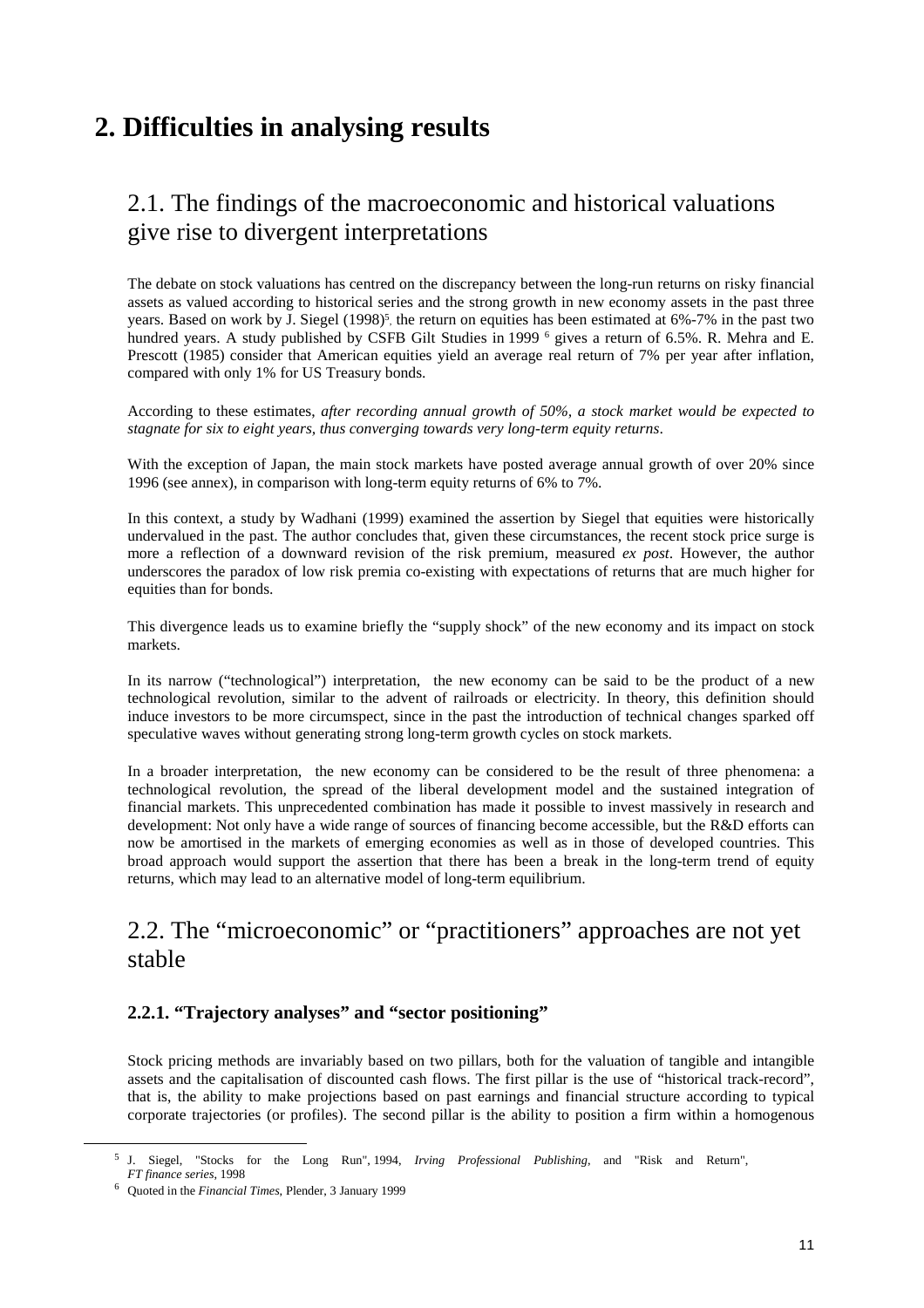# 2. Difficulties in analysing results

## 2.1. The findings of the macroeconomic and historical valuations give rise to divergent interpretations

The debate on stock valuations has centred on the discrepancy between the long-run returns on risky financial assets as valued according to historical series and the strong growth in new economy assets in the past three years. Based on work by J. Siegel (1998)[5], the return on equities has been estimated at 6%-7% in the past two hundred years. A study published by CSFB Gilt Studies in 1999 [6] gives a return of 6.5%. R. Mehra and E. Prescott (1985) consider that American equities yield an average real return of 7% per year after inflation, compared with only 1% for US Treasury bonds.

According to these estimates, *after recording annual growth of 50%, a stock market would be expected to stagnate for six to eight years, thus converging towards very long-term equity returns*.

With the exception of Japan, the main stock markets have posted average annual growth of over 20% since 1996 (see annex), in comparison with long-term equity returns of 6% to 7%.

In this context, a study by Wadhani (1999) examined the assertion by Siegel that equities were historically undervalued in the past. The author concludes that, given these circumstances, the recent stock price surge is more a reflection of a downward revision of the risk premium, measured *ex post*. However, the author underscores the paradox of low risk premia co-existing with expectations of returns that are much higher for equities than for bonds.

This divergence leads us to examine briefly the "supply shock" of the new economy and its impact on stock markets.

In its narrow ("technological") interpretation, the new economy can be said to be the product of a new technological revolution, similar to the advent of railroads or electricity. In theory, this definition should induce investors to be more circumspect, since in the past the introduction of technical changes sparked off speculative waves without generating strong long-term growth cycles on stock markets.

In a broader interpretation, the new economy can be considered to be the result of three phenomena: a technological revolution, the spread of the liberal development model and the sustained integration of financial markets. This unprecedented combination has made it possible to invest massively in research and development: Not only have a wide range of sources of financing become accessible, but the R&D efforts can now be amortised in the markets of emerging economies as well as in those of developed countries. This broad approach would support the assertion that there has been a break in the long-term trend of equity returns, which may lead to an alternative model of long-term equilibrium.

## 2.2. The "microeconomic" or "practitioners" approaches are not yet stable

### 2.2.1. "Trajectory analyses" and "sector positioning"

Stock pricing methods are invariably based on two pillars, both for the valuation of tangible and intangible assets and the capitalisation of discounted cash flows. The first pillar is the use of "historical track-record", that is, the ability to make projections based on past earnings and financial structure according to typical corporate trajectories (or profiles). The second pillar is the ability to position a firm within a homogenous

---

[5] J. Siegel, "Stocks for the Long Run", 1994, *Irving Professional Publishing*, and "Risk and Return", *FT finance series*, 1998

[6] Quoted in the *Financial Times*, Plender, 3 January 1999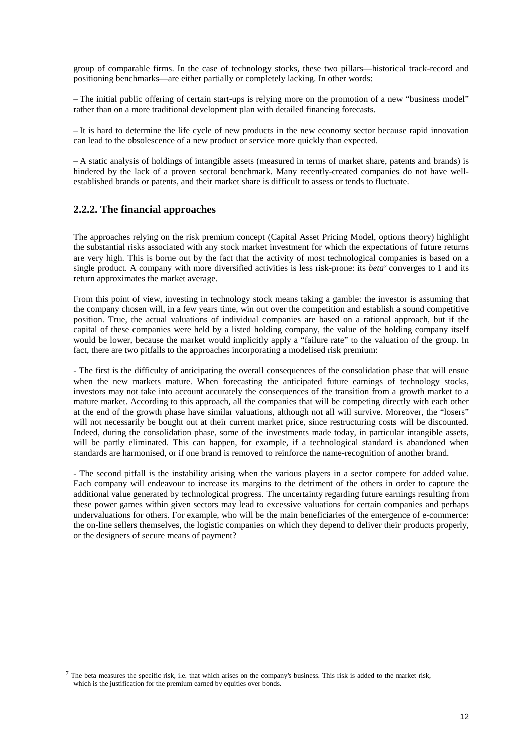group of comparable firms. In the case of technology stocks, these two pillars—historical track-record and positioning benchmarks—are either partially or completely lacking. In other words:

– The initial public offering of certain start-ups is relying more on the promotion of a new "business model" rather than on a more traditional development plan with detailed financing forecasts.

– It is hard to determine the life cycle of new products in the new economy sector because rapid innovation can lead to the obsolescence of a new product or service more quickly than expected.

– A static analysis of holdings of intangible assets (measured in terms of market share, patents and brands) is hindered by the lack of a proven sectoral benchmark. Many recently-created companies do not have well-established brands or patents, and their market share is difficult to assess or tends to fluctuate.

### 2.2.2. The financial approaches

The approaches relying on the risk premium concept (Capital Asset Pricing Model, options theory) highlight the substantial risks associated with any stock market investment for which the expectations of future returns are very high. This is borne out by the fact that the activity of most technological companies is based on a single product. A company with more diversified activities is less risk-prone: its *beta*[7] converges to 1 and its return approximates the market average.

From this point of view, investing in technology stock means taking a gamble: the investor is assuming that the company chosen will, in a few years time, win out over the competition and establish a sound competitive position. True, the actual valuations of individual companies are based on a rational approach, but if the capital of these companies were held by a listed holding company, the value of the holding company itself would be lower, because the market would implicitly apply a "failure rate" to the valuation of the group. In fact, there are two pitfalls to the approaches incorporating a modelised risk premium:

- The first is the difficulty of anticipating the overall consequences of the consolidation phase that will ensue when the new markets mature. When forecasting the anticipated future earnings of technology stocks, investors may not take into account accurately the consequences of the transition from a growth market to a mature market. According to this approach, all the companies that will be competing directly with each other at the end of the growth phase have similar valuations, although not all will survive. Moreover, the "losers" will not necessarily be bought out at their current market price, since restructuring costs will be discounted. Indeed, during the consolidation phase, some of the investments made today, in particular intangible assets, will be partly eliminated. This can happen, for example, if a technological standard is abandoned when standards are harmonised, or if one brand is removed to reinforce the name-recognition of another brand.

- The second pitfall is the instability arising when the various players in a sector compete for added value. Each company will endeavour to increase its margins to the detriment of the others in order to capture the additional value generated by technological progress. The uncertainty regarding future earnings resulting from these power games within given sectors may lead to excessive valuations for certain companies and perhaps undervaluations for others. For example, who will be the main beneficiaries of the emergence of e-commerce: the on-line sellers themselves, the logistic companies on which they depend to deliver their products properly, or the designers of secure means of payment?

[7] The beta measures the specific risk, i.e. that which arises on the company's business. This risk is added to the market risk, which is the justification for the premium earned by equities over bonds.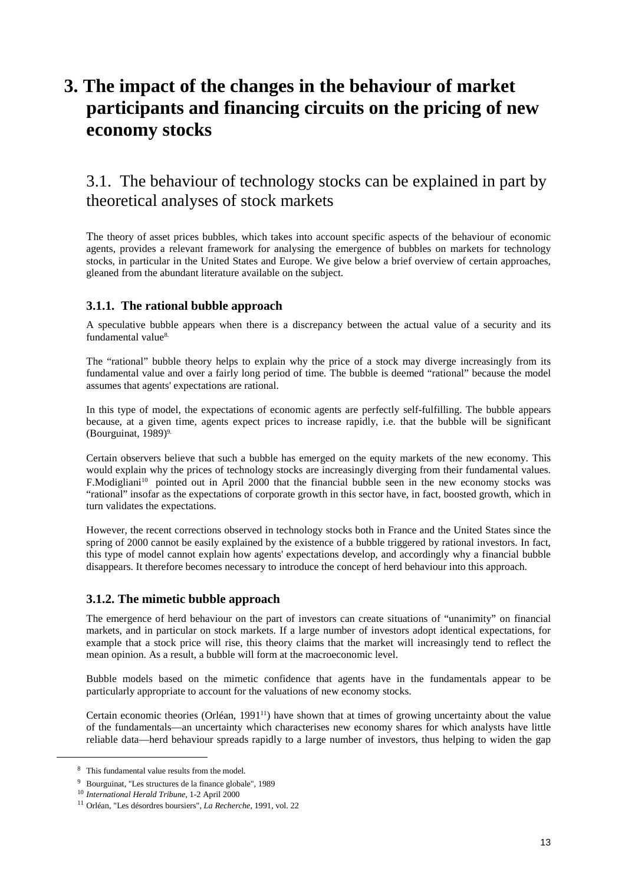# 3. The impact of the changes in the behaviour of market participants and financing circuits on the pricing of new economy stocks

## 3.1. The behaviour of technology stocks can be explained in part by theoretical analyses of stock markets

The theory of asset prices bubbles, which takes into account specific aspects of the behaviour of economic agents, provides a relevant framework for analysing the emergence of bubbles on markets for technology stocks, in particular in the United States and Europe. We give below a brief overview of certain approaches, gleaned from the abundant literature available on the subject.

### 3.1.1. The rational bubble approach

A speculative bubble appears when there is a discrepancy between the actual value of a security and its fundamental value[8].

The "rational" bubble theory helps to explain why the price of a stock may diverge increasingly from its fundamental value and over a fairly long period of time. The bubble is deemed "rational" because the model assumes that agents' expectations are rational.

In this type of model, the expectations of economic agents are perfectly self-fulfilling. The bubble appears because, at a given time, agents expect prices to increase rapidly, i.e. that the bubble will be significant (Bourguinat, 1989)[9].

Certain observers believe that such a bubble has emerged on the equity markets of the new economy. This would explain why the prices of technology stocks are increasingly diverging from their fundamental values. F.Modigliani[10] pointed out in April 2000 that the financial bubble seen in the new economy stocks was "rational" insofar as the expectations of corporate growth in this sector have, in fact, boosted growth, which in turn validates the expectations.

However, the recent corrections observed in technology stocks both in France and the United States since the spring of 2000 cannot be easily explained by the existence of a bubble triggered by rational investors. In fact, this type of model cannot explain how agents' expectations develop, and accordingly why a financial bubble disappears. It therefore becomes necessary to introduce the concept of herd behaviour into this approach.

### 3.1.2. The mimetic bubble approach

The emergence of herd behaviour on the part of investors can create situations of "unanimity" on financial markets, and in particular on stock markets. If a large number of investors adopt identical expectations, for example that a stock price will rise, this theory claims that the market will increasingly tend to reflect the mean opinion. As a result, a bubble will form at the macroeconomic level.

Bubble models based on the mimetic confidence that agents have in the fundamentals appear to be particularly appropriate to account for the valuations of new economy stocks.

Certain economic theories (Orléan, 1991[11]) have shown that at times of growing uncertainty about the value of the fundamentals—an uncertainty which characterises new economy shares for which analysts have little reliable data—herd behaviour spreads rapidly to a large number of investors, thus helping to widen the gap

---

[8] This fundamental value results from the model.

[9] Bourguinat, "Les structures de la finance globale", 1989

[10] *International Herald Tribune*, 1-2 April 2000

[11] Orléan, "Les désordres boursiers", *La Recherche*, 1991, vol. 22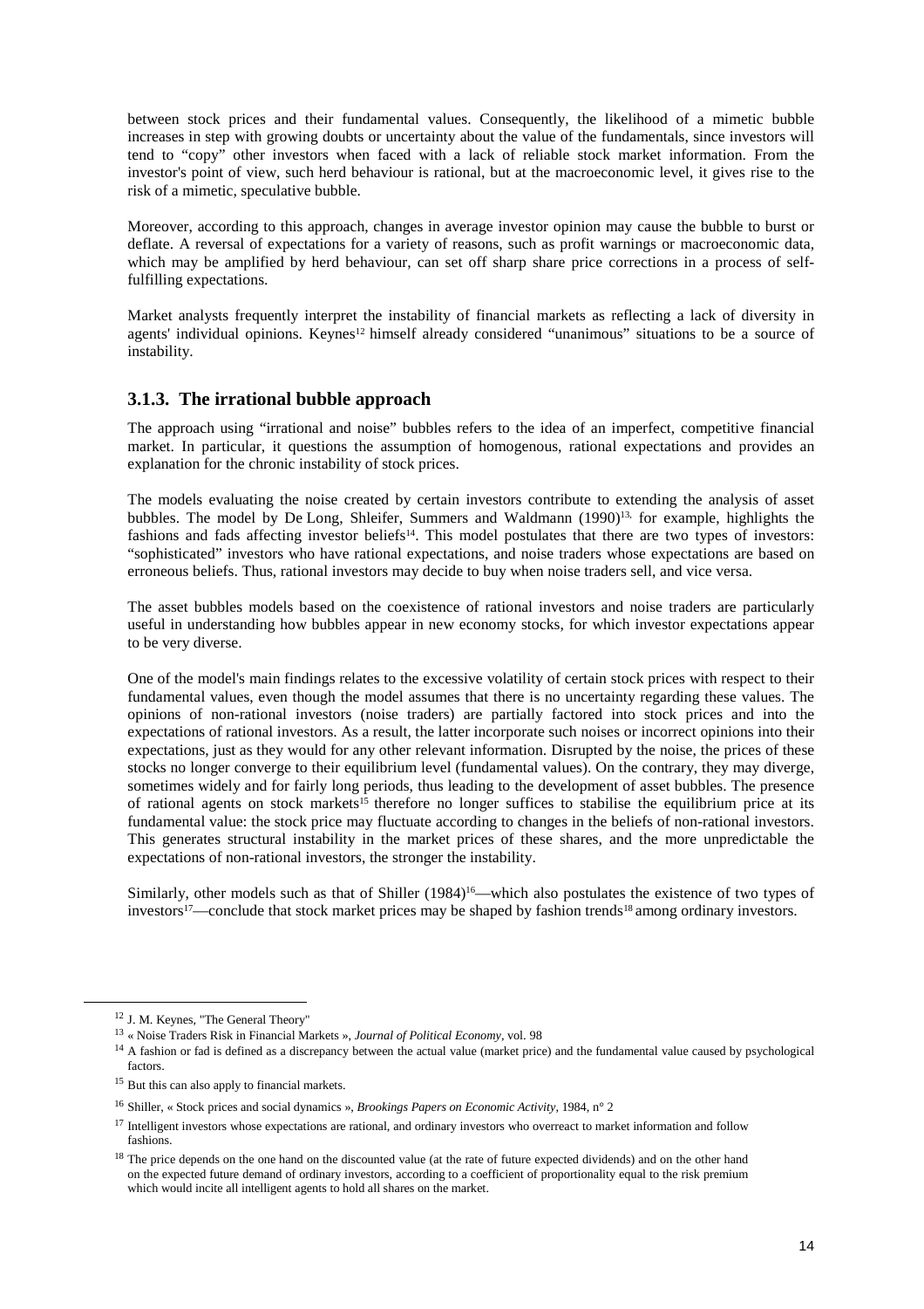between stock prices and their fundamental values. Consequently, the likelihood of a mimetic bubble increases in step with growing doubts or uncertainty about the value of the fundamentals, since investors will tend to "copy" other investors when faced with a lack of reliable stock market information. From the investor's point of view, such herd behaviour is rational, but at the macroeconomic level, it gives rise to the risk of a mimetic, speculative bubble.

Moreover, according to this approach, changes in average investor opinion may cause the bubble to burst or deflate. A reversal of expectations for a variety of reasons, such as profit warnings or macroeconomic data, which may be amplified by herd behaviour, can set off sharp share price corrections in a process of self-fulfilling expectations.

Market analysts frequently interpret the instability of financial markets as reflecting a lack of diversity in agents' individual opinions. Keynes[12] himself already considered "unanimous" situations to be a source of instability.

### 3.1.3. The irrational bubble approach

The approach using "irrational and noise" bubbles refers to the idea of an imperfect, competitive financial market. In particular, it questions the assumption of homogenous, rational expectations and provides an explanation for the chronic instability of stock prices.

The models evaluating the noise created by certain investors contribute to extending the analysis of asset bubbles. The model by De Long, Shleifer, Summers and Waldmann (1990)[13], for example, highlights the fashions and fads affecting investor beliefs[14]. This model postulates that there are two types of investors: "sophisticated" investors who have rational expectations, and noise traders whose expectations are based on erroneous beliefs. Thus, rational investors may decide to buy when noise traders sell, and vice versa.

The asset bubbles models based on the coexistence of rational investors and noise traders are particularly useful in understanding how bubbles appear in new economy stocks, for which investor expectations appear to be very diverse.

One of the model's main findings relates to the excessive volatility of certain stock prices with respect to their fundamental values, even though the model assumes that there is no uncertainty regarding these values. The opinions of non-rational investors (noise traders) are partially factored into stock prices and into the expectations of rational investors. As a result, the latter incorporate such noises or incorrect opinions into their expectations, just as they would for any other relevant information. Disrupted by the noise, the prices of these stocks no longer converge to their equilibrium level (fundamental values). On the contrary, they may diverge, sometimes widely and for fairly long periods, thus leading to the development of asset bubbles. The presence of rational agents on stock markets[15] therefore no longer suffices to stabilise the equilibrium price at its fundamental value: the stock price may fluctuate according to changes in the beliefs of non-rational investors. This generates structural instability in the market prices of these shares, and the more unpredictable the expectations of non-rational investors, the stronger the instability.

Similarly, other models such as that of Shiller (1984)[16]—which also postulates the existence of two types of investors[17]—conclude that stock market prices may be shaped by fashion trends[18] among ordinary investors.

---

[12] J. M. Keynes, "The General Theory"

[13] « Noise Traders Risk in Financial Markets », *Journal of Political Economy*, vol. 98

[14] A fashion or fad is defined as a discrepancy between the actual value (market price) and the fundamental value caused by psychological factors.

[15] But this can also apply to financial markets.

[16] Shiller, « Stock prices and social dynamics », *Brookings Papers on Economic Activity*, 1984, n° 2

[17] Intelligent investors whose expectations are rational, and ordinary investors who overreact to market information and follow fashions.

[18] The price depends on the one hand on the discounted value (at the rate of future expected dividends) and on the other hand on the expected future demand of ordinary investors, according to a coefficient of proportionality equal to the risk premium which would incite all intelligent agents to hold all shares on the market.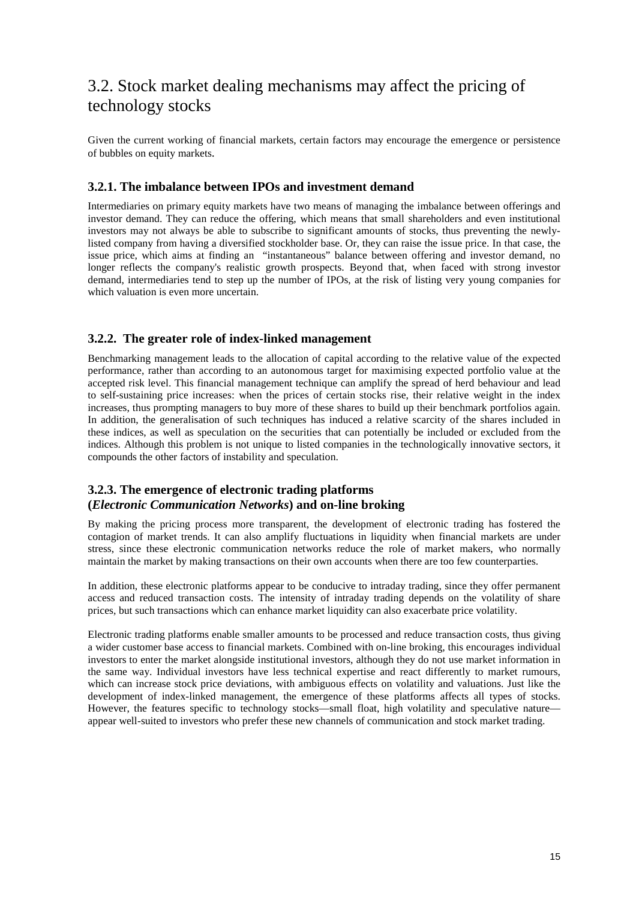## 3.2. Stock market dealing mechanisms may affect the pricing of technology stocks

Given the current working of financial markets, certain factors may encourage the emergence or persistence of bubbles on equity markets.

### 3.2.1. The imbalance between IPOs and investment demand

Intermediaries on primary equity markets have two means of managing the imbalance between offerings and investor demand. They can reduce the offering, which means that small shareholders and even institutional investors may not always be able to subscribe to significant amounts of stocks, thus preventing the newly-listed company from having a diversified stockholder base. Or, they can raise the issue price. In that case, the issue price, which aims at finding an "instantaneous" balance between offering and investor demand, no longer reflects the company's realistic growth prospects. Beyond that, when faced with strong investor demand, intermediaries tend to step up the number of IPOs, at the risk of listing very young companies for which valuation is even more uncertain.

### 3.2.2. The greater role of index-linked management

Benchmarking management leads to the allocation of capital according to the relative value of the expected performance, rather than according to an autonomous target for maximising expected portfolio value at the accepted risk level. This financial management technique can amplify the spread of herd behaviour and lead to self-sustaining price increases: when the prices of certain stocks rise, their relative weight in the index increases, thus prompting managers to buy more of these shares to build up their benchmark portfolios again. In addition, the generalisation of such techniques has induced a relative scarcity of the shares included in these indices, as well as speculation on the securities that can potentially be included or excluded from the indices. Although this problem is not unique to listed companies in the technologically innovative sectors, it compounds the other factors of instability and speculation.

### 3.2.3. The emergence of electronic trading platforms (*Electronic Communication Networks*) and on-line broking

By making the pricing process more transparent, the development of electronic trading has fostered the contagion of market trends. It can also amplify fluctuations in liquidity when financial markets are under stress, since these electronic communication networks reduce the role of market makers, who normally maintain the market by making transactions on their own accounts when there are too few counterparties.

In addition, these electronic platforms appear to be conducive to intraday trading, since they offer permanent access and reduced transaction costs. The intensity of intraday trading depends on the volatility of share prices, but such transactions which can enhance market liquidity can also exacerbate price volatility.

Electronic trading platforms enable smaller amounts to be processed and reduce transaction costs, thus giving a wider customer base access to financial markets. Combined with on-line broking, this encourages individual investors to enter the market alongside institutional investors, although they do not use market information in the same way. Individual investors have less technical expertise and react differently to market rumours, which can increase stock price deviations, with ambiguous effects on volatility and valuations. Just like the development of index-linked management, the emergence of these platforms affects all types of stocks. However, the features specific to technology stocks—small float, high volatility and speculative nature—appear well-suited to investors who prefer these new channels of communication and stock market trading.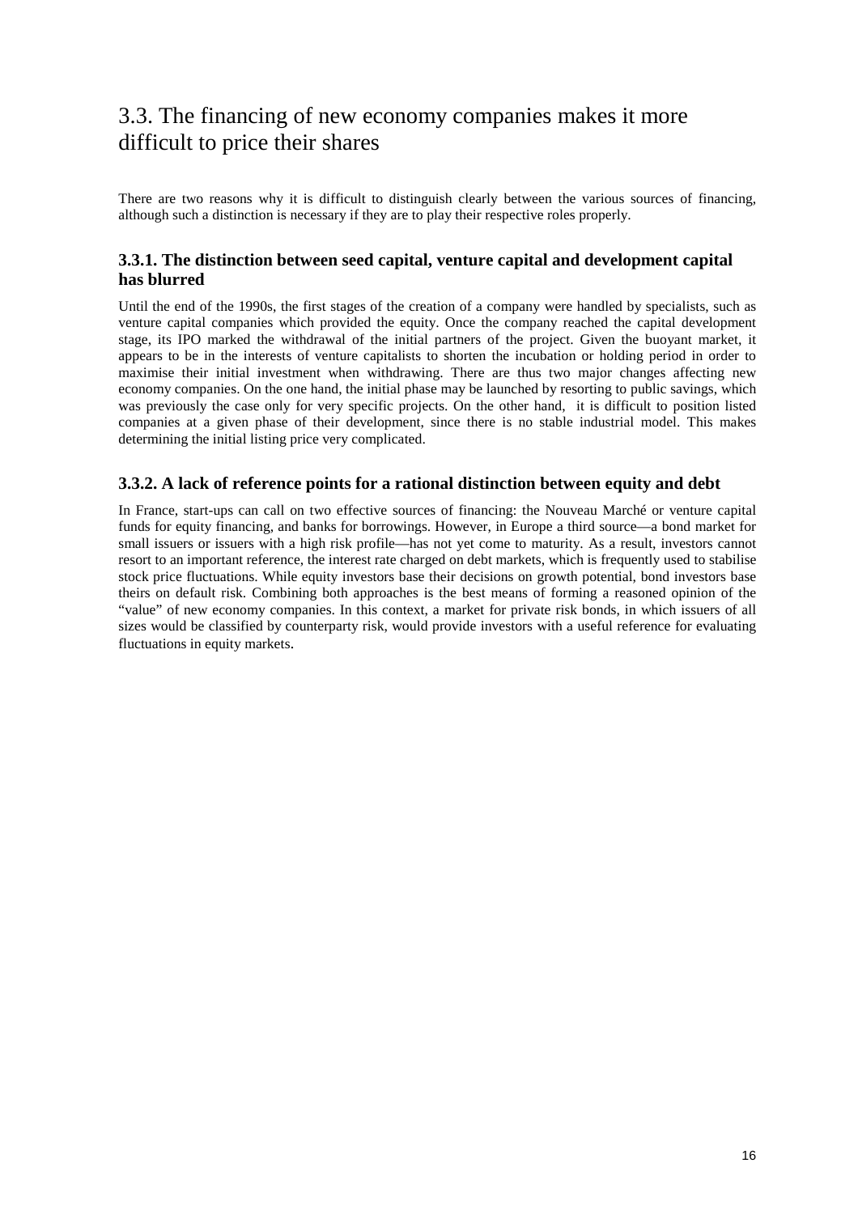## 3.3. The financing of new economy companies makes it more difficult to price their shares

There are two reasons why it is difficult to distinguish clearly between the various sources of financing, although such a distinction is necessary if they are to play their respective roles properly.

### 3.3.1. The distinction between seed capital, venture capital and development capital has blurred

Until the end of the 1990s, the first stages of the creation of a company were handled by specialists, such as venture capital companies which provided the equity. Once the company reached the capital development stage, its IPO marked the withdrawal of the initial partners of the project. Given the buoyant market, it appears to be in the interests of venture capitalists to shorten the incubation or holding period in order to maximise their initial investment when withdrawing. There are thus two major changes affecting new economy companies. On the one hand, the initial phase may be launched by resorting to public savings, which was previously the case only for very specific projects. On the other hand, it is difficult to position listed companies at a given phase of their development, since there is no stable industrial model. This makes determining the initial listing price very complicated.

### 3.3.2. A lack of reference points for a rational distinction between equity and debt

In France, start-ups can call on two effective sources of financing: the Nouveau Marché or venture capital funds for equity financing, and banks for borrowings. However, in Europe a third source—a bond market for small issuers or issuers with a high risk profile—has not yet come to maturity. As a result, investors cannot resort to an important reference, the interest rate charged on debt markets, which is frequently used to stabilise stock price fluctuations. While equity investors base their decisions on growth potential, bond investors base theirs on default risk. Combining both approaches is the best means of forming a reasoned opinion of the "value" of new economy companies. In this context, a market for private risk bonds, in which issuers of all sizes would be classified by counterparty risk, would provide investors with a useful reference for evaluating fluctuations in equity markets.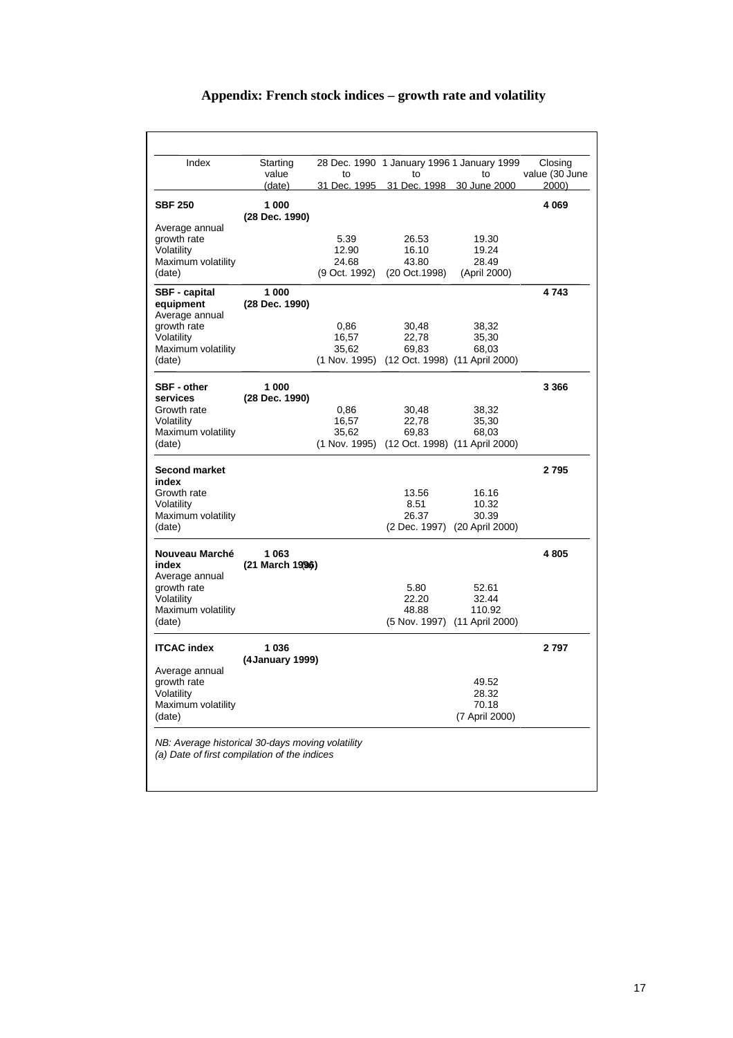# Appendix: French stock indices – growth rate and volatility

| Index | Starting value (date) | 28 Dec. 1990 to 31 Dec. 1995 | 1 January 1996 to 31 Dec. 1998 | 1 January 1999 to 30 June 2000 | Closing value (30 June 2000) |
|---|---|---|---|---|---|
| **SBF 250** | **1 000 (28 Dec. 1990)** | | | | **4 069** |
| Average annual growth rate | | 5.39 | 26.53 | 19.30 | |
| Volatility | | 12.90 | 16.10 | 19.24 | |
| Maximum volatility | | 24.68 | 43.80 | 28.49 | |
| (date) | | (9 Oct. 1992) | (20 Oct.1998) | (April 2000) | |
| **SBF - capital equipment** | **1 000 (28 Dec. 1990)** | | | | **4 743** |
| Average annual growth rate | | 0,86 | 30,48 | 38,32 | |
| Volatility | | 16,57 | 22,78 | 35,30 | |
| Maximum volatility | | 35,62 | 69,83 | 68,03 | |
| (date) | | (1 Nov. 1995) | (12 Oct. 1998) | (11 April 2000) | |
| **SBF - other services** | **1 000 (28 Dec. 1990)** | | | | **3 366** |
| Growth rate | | 0,86 | 30,48 | 38,32 | |
| Volatility | | 16,57 | 22,78 | 35,30 | |
| Maximum volatility | | 35,62 | 69,83 | 68,03 | |
| (date) | | (1 Nov. 1995) | (12 Oct. 1998) | (11 April 2000) | |
| **Second market index** | | | | | **2 795** |
| Growth rate | | | 13.56 | 16.16 | |
| Volatility | | | 8.51 | 10.32 | |
| Maximum volatility | | | 26.37 | 30.39 | |
| (date) | | | (2 Dec. 1997) | (20 April 2000) | |
| **Nouveau Marché index** | **1 063 (21 March 1996)** | | | | **4 805** |
| Average annual growth rate | | | 5.80 | 52.61 | |
| Volatility | | | 22.20 | 32.44 | |
| Maximum volatility | | | 48.88 | 110.92 | |
| (date) | | | (5 Nov. 1997) | (11 April 2000) | |
| **ITCAC index** | **1 036 (4January 1999)** | | | | **2 797** |
| Average annual growth rate | | | | 49.52 | |
| Volatility | | | | 28.32 | |
| Maximum volatility | | | | 70.18 | |
| (date) | | | | (7 April 2000) | |

*NB: Average historical 30-days moving volatility*
*(a) Date of first compilation of the indices*